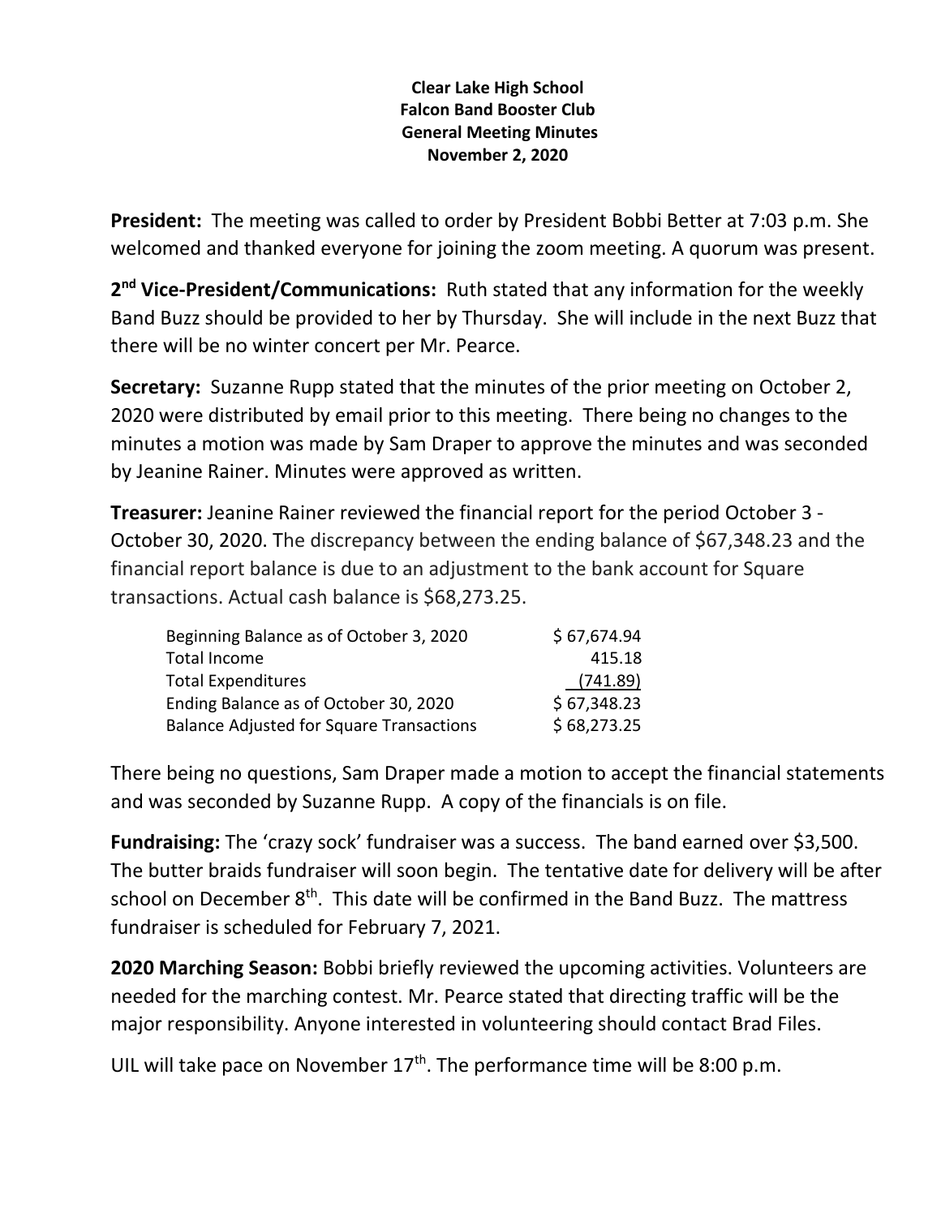**Clear Lake High School**
**Falcon Band Booster Club**
**General Meeting Minutes**
**November 2, 2020**

**President:** The meeting was called to order by President Bobbi Better at 7:03 p.m. She welcomed and thanked everyone for joining the zoom meeting. A quorum was present.

**2nd Vice-President/Communications:** Ruth stated that any information for the weekly Band Buzz should be provided to her by Thursday. She will include in the next Buzz that there will be no winter concert per Mr. Pearce.

**Secretary:** Suzanne Rupp stated that the minutes of the prior meeting on October 2, 2020 were distributed by email prior to this meeting. There being no changes to the minutes a motion was made by Sam Draper to approve the minutes and was seconded by Jeanine Rainer. Minutes were approved as written.

**Treasurer:** Jeanine Rainer reviewed the financial report for the period October 3 - October 30, 2020. The discrepancy between the ending balance of $67,348.23 and the financial report balance is due to an adjustment to the bank account for Square transactions. Actual cash balance is $68,273.25.

| | |
|---|---|
| Beginning Balance as of October 3, 2020 | $ 67,674.94 |
| Total Income | 415.18 |
| Total Expenditures | (741.89) |
| Ending Balance as of October 30, 2020 | $ 67,348.23 |
| Balance Adjusted for Square Transactions | $ 68,273.25 |

There being no questions, Sam Draper made a motion to accept the financial statements and was seconded by Suzanne Rupp. A copy of the financials is on file.

**Fundraising:** The 'crazy sock' fundraiser was a success. The band earned over $3,500. The butter braids fundraiser will soon begin. The tentative date for delivery will be after school on December 8th. This date will be confirmed in the Band Buzz. The mattress fundraiser is scheduled for February 7, 2021.

**2020 Marching Season:** Bobbi briefly reviewed the upcoming activities. Volunteers are needed for the marching contest. Mr. Pearce stated that directing traffic will be the major responsibility. Anyone interested in volunteering should contact Brad Files.

UIL will take pace on November 17th. The performance time will be 8:00 p.m.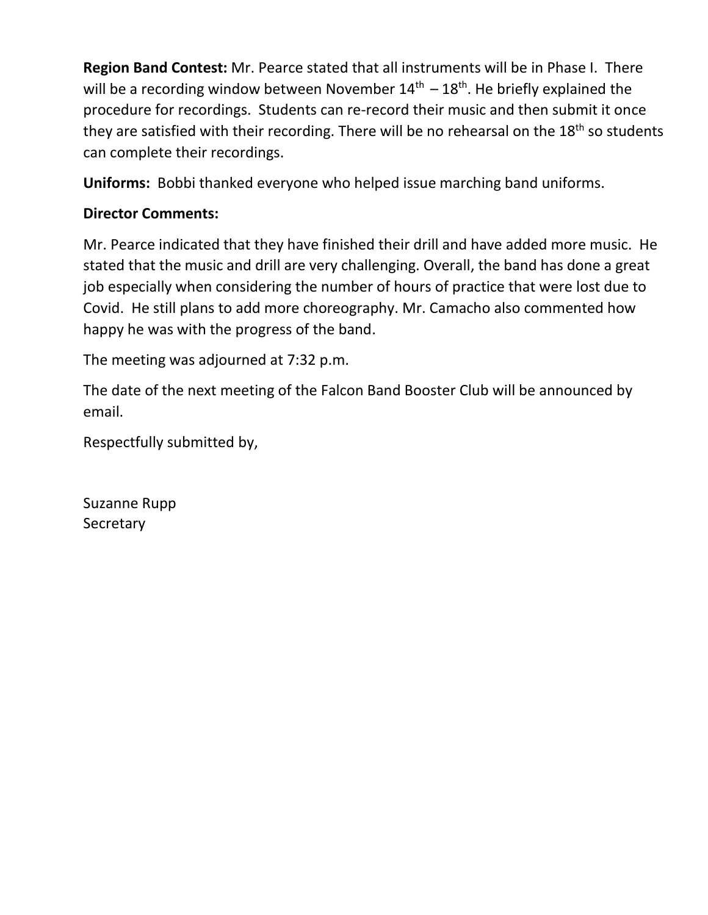**Region Band Contest:** Mr. Pearce stated that all instruments will be in Phase I. There will be a recording window between November 14th – 18th. He briefly explained the procedure for recordings. Students can re-record their music and then submit it once they are satisfied with their recording. There will be no rehearsal on the 18th so students can complete their recordings.

**Uniforms:** Bobbi thanked everyone who helped issue marching band uniforms.

**Director Comments:**

Mr. Pearce indicated that they have finished their drill and have added more music. He stated that the music and drill are very challenging. Overall, the band has done a great job especially when considering the number of hours of practice that were lost due to Covid. He still plans to add more choreography. Mr. Camacho also commented how happy he was with the progress of the band.

The meeting was adjourned at 7:32 p.m.

The date of the next meeting of the Falcon Band Booster Club will be announced by email.

Respectfully submitted by,

Suzanne Rupp
Secretary